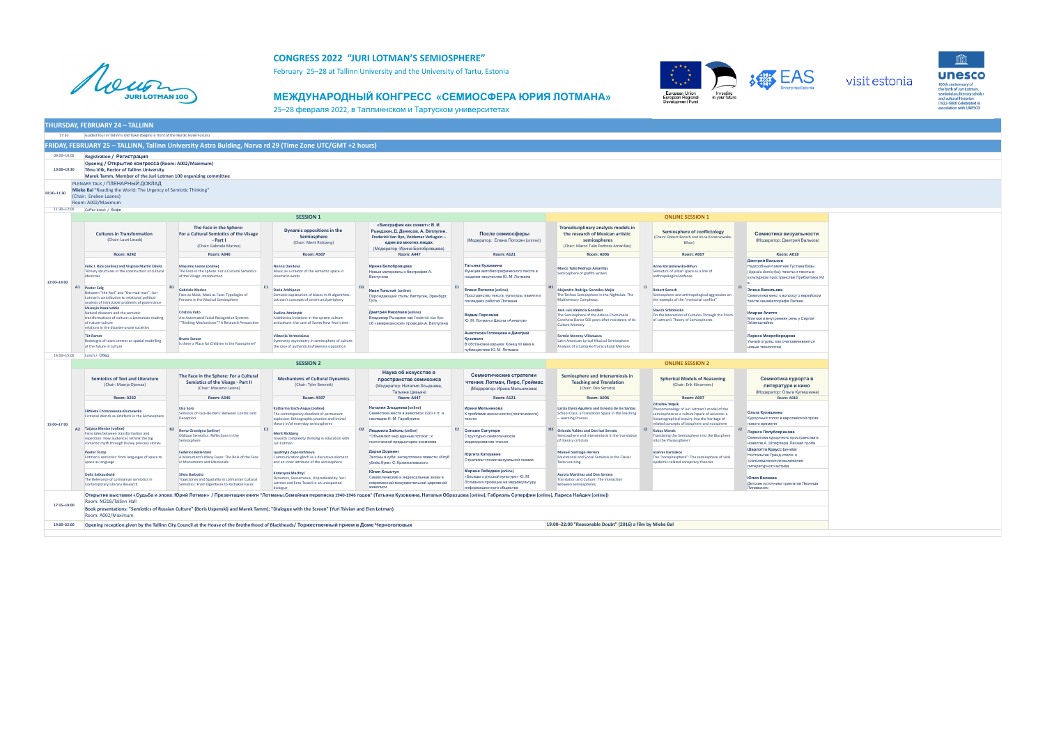# CONGRESS 2022 "JURI LOTMAN'S SEMIOSPHERE"

February 25–28 at Tallinn University and the University of Tartu, Estonia

# МЕЖДУНАРОДНЫЙ КОНГРЕСС «СЕМИОСФЕРА ЮРИЯ ЛОТМАНА»

25–28 февраля 2022, в Таллиннском и Тартуском университетах

## THURSDAY, FEBRUARY 24 – TALLINN

17:30 Guided Tour in Tallinn's Old Town (begins in front of the Nordic Hotel Forum)

## FRIDAY, FEBRUARY 25 – TALLINN, Tallinn University Astra Bulding, Narva rd 29 (Time Zone UTC/GMT +2 hours)

09:00–10:00 **Registration / Регистрация**

10:00–10:30 **Opening / Открытие конгресса (Room: A002/Maximum)**
**Tõnu Viik, Rector of Tallinn University**
**Marek Tamm, Member of the Juri Lotman 100 organizing committee**

10:30–11:30 PLENARY TALK / ПЛЕНАРНЫЙ ДОКЛАД
**Mieke Bal** "Reading the World: The Urgency of Semiotic Thinking"
(Chair: Eneken Laanes)
Room: A002/Maximum

11:30–12:00 Coffee break / Кофе

### 12:00–14:00 SESSION 1

**A1 Cultures in Transformation** (Chair: Lauri Linask) — Room: A242
- Fèlix J. Ríos (online) and Virginia Martin Dávila — Ternary structures in the construction of cultural identities
- Peeter Selg — Between "the fool" and "the mad man": Juri Lotman's contribution to relational political analysis of intractable problems of governance
- Muzayin Nazaruddin — Natural disasters and the semiotic transformations of culture: a Lotmanian reading of nature-culture relations in the disaster-prone societies
- Tiit Remm — Redesigns of town centres as spatial modelling of the future in culture

**B1 The Face in the Sphere: For a Cultural Semiotics of the Visage - Part I** (Chair: Gabriele Marino) — Room: A346
- Massimo Leone (online) — The Face in the Sphere: For a Cultural Semiotics of the Visage: Introduction
- Gabriele Marino — Face as Mask, Mask as Face: Typologies of Persona in the Musical Semiosphere
- Cristina Voto — Are Automated Facial Recognition Systems "Thinking Mechanisms"? A Research Perspective
- Bruno Surace — Is there a Place for Children in the Facesphere?

**C1 Dynamic oppositions in the Semiosphere** (Chair: Merit Rickberg) — Room: A507
- Nonna Danilova — Music as a creator of the semantic space in cinematic works
- Daria Arkhipova — Semiotic explanation of biases in AI algorithms: Lotman's concepts of centre and periphery
- Evelina Atmivyté — Antithetical relations in the system culture-anticulture: the case of Soviet New Year's tree
- Viktoriia Yermolaieva — Symmetry-asymmetry in semiosphere of culture: the case of authenticity/fakeness opposition

**D1 «Биография как сюжет»: В. И. Рындзюн, Д. Денисов, А. Ветлугин, Frederick Van Ryn, Voldemar Vetlugnin – един во многих лицах** (Модератор: Ирина Белобровцева) — Room: A447
- Ирина Белобровцева — Новые материалы к биографии А. Ветлугина
- Иван Толстой (online) — Порождающий стиль: Ветлугин, Эренбург, Гуль
- Дмитрий Николаев (online) — Владимир Рындзюн как Frederick Van Ryn: об «американской» прозе А. Ветлугина

**E1 После семиосферы** (Модератор: Елена Погосян (online)) — Room: A121
- Татьяна Кузовкина — Функция автобиографического текста в позднем творчестве Ю. М. Лотмана
- Елена Погосян (online) — Пространство текста, культуры, памяти в последних работах Лотмана
- Вадим Парсамов — Ю. М. Лотман и Школа «Анналов»
- Анастасия Готовцева и Дмитрий Кузовкин — В обстановке взрыва: Конец XX века в публицистике Ю. М. Лотмана

### ONLINE SESSION 1

**H1 Transdisciplinary analysis models in the research of Mexican artistic semiospheres** (Chair: Marco Tulio Pedroza Amarillas) — Room: A006
- Marco Tulio Pedroza Amarillas — Semiosphere of graffiti writers
- Alejandro Rodrigo González Mejía — The Techno Semiosphere in the Nightclub: The Multisensory Complexus
- José Luis Valencia González — The Semiosphere of the Azteca-Chichimeca Conchera Dance 500 years after resistance of its Culture Memory
- Fermín Monroy Villanueva — Latin American Lyrical-Musical Semiosphere Analysis of a Complex-Transcultural Memory

**I1 Semiosphere of conflictology** (Chair: Robert Boroch and Anna Koroniewska-Bihun) — Room: A007
- Anna Koroniewska-Bihun — Semiotics of urban space as a line of anthropological defense
- Robert Boroch — Semiosphere and anthropological aggression on the example of the "memorial conflict"
- Slavica Srbinovska — On the Interaction of Cultures Through the Prism of Lotman's Theory of Semiospheres

**J1 Семиотика визуальности** (Модератор: Дмитрий Вальков) — Room: A018
- Дмитрий Вальков — Надгробный памятник Густава Вазы (Uppsala domkyrka): тексты и тексты в культурном пространстве Прибалтики XVI в.
- Элина Васильева — Семиотика кино: к вопросу о еврейском тексте кинематографа Латвии
- Иларин Алетто — Монтаж и внутренняя речь у Сергея Эйзенштейна
- Лариса Мокроборoдова — Умный огурец: как очеловечиваются новые технологии

14:00–15:00 Lunch / Обед

### 15:00–17:00 SESSION 2

**A2 Semiotics of Text and Literature** (Chair: Maarja Ojamaa) — Room: A242
- Elżbieta Chrzanowska-Kluczewska — Fictional Worlds as Artefacts in the Semiosphere
- Tatjana Menise (online) — Fairy tales between transformation and repetition: How audiences rethink the big romantic myth through Disney princess stories
- Peeter Torop — Lotman's semiotics: from languages of space to space as language
- Dalia Satkauskytė — The Relevance of Lotmanian semiotics in Contemporary Literary Research

**B2 The Face in the Sphere: For a Cultural Semiotics of the Visage - Part II** (Chair: Massimo Leone) — Room: A346
- Elsa Soro — Semiosis of Face-Borders: Between Control and Deception
- Remo Gramigna (online) — Oblique Semiotics: Reflections in the Semiosphere
- Federico Bellentani — A Monument's Many Faces: The Role of the Face in Monuments and Memorials
- Silvia Barbotto — Trajectories and Spatiality in Lotmanian Cultural Semiotics: From Eigenfaces to Kathakali Faces

**C2 Mechanisms of Cultural Dynamics** (Chair: Tyler Bennett) — Room: A507
- Katharina Eisch-Angus (online) — The contemporary deadlock of permanent explosion: Ethnographic practice and liminal theory in/of everyday semiospheres
- Merit Rickberg — Towards complexity thinking in education with Juri Lotman
- Lyudmyla Zaporozhtseva — Communication glitch as a discursive element and an inner attribute of the semiosphere
- Katarzyna Machtyl — Dynamics, Exosemiosis, Unpredictability. Yuri Lotman and Eero Tarasti in an unexpected dialogue

**D2 Наука об искусстве в пространстве семиозиса** (Модератор: Наталия Злыднева, Татьяна Цивьян) — Room: A447
- Наталия Злыднева (online) — Семиотика жеста в живописи 1920-х гг. и наследие Н. М. Тарабукина
- Людмила Зайонц (online) — "Объемлет мир единый погиол": к поэтической предыстории космизма
- Дарья Доровин — Эвсонные кубы: антиутопия в повести «Клуб убийц Букв» С. Кржижановского
- Юлия Хлыстун — Семиотические и индексальные знаки в современной монументальной церковной живописи

**E2 Семиотические стратегии чтения: Лотман, Пирс, Греймас** (Модератор: Ирина Мельникова) — Room: A121
- Ирина Мельникова — К проблеме иконичности (поэтического) текста
- Сильвия Сапунаре — Структурно-семиотическое моделирование чтения
- Юргита Катауване — Стратегии чтения визуальной поэзии
- Марина Лебедева (online) — «Беседы о русской культуре» Ю. М. Лотмана в проекции на медиакультуру информационного общества

### ONLINE SESSION 2

**H2 Semiosphere and Intersemiosis in the Teaching and Translation** (Chair: Dan Serrato) — Room: A006
- Lariza Elvira Aguilera and Ernesto de los Santos — School Class, a Translation Space in the Teaching – Learning Process
- Orlando Valdez and Dan Isai Serrato — Semiosphere and intersemiosis in the translation of literary criticism
- Manuel Santiago Herrera — Educational and Social Semiosis in the Classic Texts Learning
- Aurora Martínez and Dan Serrato — Translation and Culture: The Interaction Between Semiospheres

**I2 Spherical Models of Reasoning** (Chair: Erik Klvamees) — Room: A007
- Zdzisław Wąsik — Phenomenology of Juri Lotman's model of the semiosphere as a cultural space of universe: a historiographical inquiry into the heritage of related concepts of biosphere and noosphere
- Kobus Marais — Translating the Semiosphere into the Biosphere into the Physiosphere?
- Ioannis Karalakos — The "conspirasphere": The semiosphere of viral epidemic-related conspiracy theories

**J2 Семиотика курорта в литературе и кино** (Модератор: Ольга Кулешина) — Room: A018
- Ольга Кулешина — Курортный топос в европейской прозе нового времени
- Лариса Полубояринова — Семиотика курортного пространства в новелле А. Шницлера „Лесная тропа"
- Шарлотта Краусс (on-site) — Ностальгия Гранд-отеля: о трансмедиальном вызывании литературного мотива
- Юлия Валиева — Детские источники трептатов Леонида Липавского

17:15–18:00 **Открытие выставки «Судьба и эпоха: Юрий Лотман» / Презентация книги "Лотманы.Семейная переписка 1940-1946 годов" (Татьяна Кузовкина, Наталья Образцова [online], Габриэль Суперфин [online], Лариса Найдич [online])**
Room: M218/Tallinn Hall
**Book presentations: "Semiotics of Russian Culture" (Boris Uspenskij and Marek Tamm); "Dialogue with the Screen" (Yuri Tsivian and Elen Lotman)**
Room: A002/Maximum

19:00–22:00 **Opening reception given by the Tallinn City Council at the House of the Brotherhood of Blackheads/ Торжественный прием в Доме Черноголовых**

19:00–22:00 **"Reasonable Doubt" (2016) a film by Mieke Bal**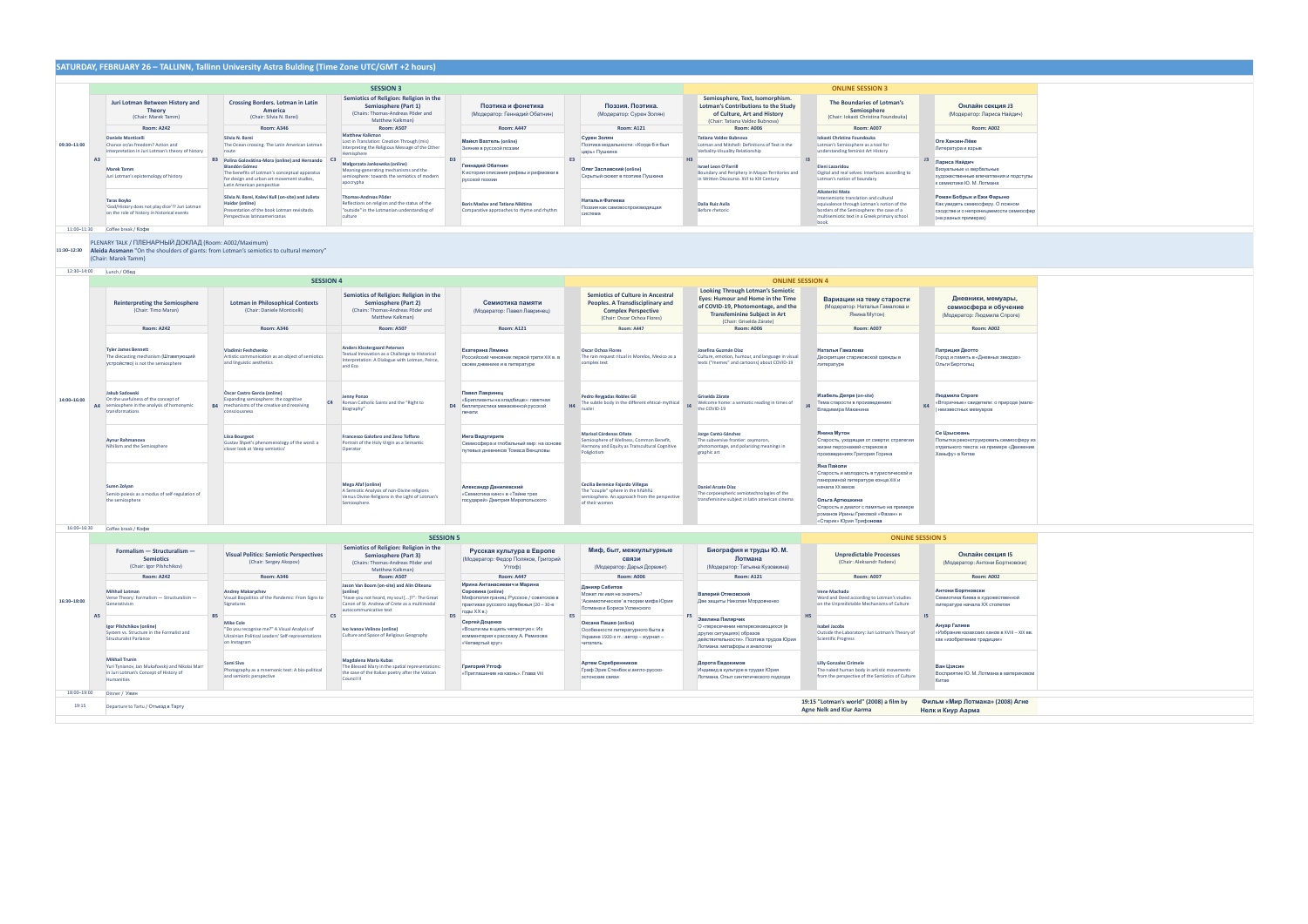## SATURDAY, FEBRUARY 26 – TALLINN, Tallinn University Astra Bulding (Time Zone UTC/GMT +2 hours)

### 09:30–11:00 — SESSION 3 / ONLINE SESSION 3

**A3. Juri Lotman Between History and Theory** (Chair: Marek Tamm) — Room: A242
- Daniele Monticelli — Chance or/as freedom? Action and interpretation in Iuri Lotman's theory of history
- Marek Tamm — Juri Lotman's epistemology of history
- Taras Boyko — 'God/History does not play dice'? Juri Lotman on the role of history in historical events

**B3. Crossing Borders. Lotman in Latin America** (Chair: Silvia N. Barei) — Room: A346
- Silvia N. Barei — The Ocean crossing. The Latin American Lotman route
- Polina Golovátina-Mora (online) and Hernando Blandón Gómez — The benefits of Lotman´s conceptual apparatus for design and urban art movement studies, Latin American perspective
- Silvia N. Barei, Kalevi Kull (on-site) and Julieta Haidar (online) — Presentation of the book Lotman revisitado. Perspectivas latinoamericanas

**C3. Semiotics of Religion: Religion in the Semiosphere (Part 1)** (Chairs: Thomas-Andreas Põder and Matthew Kalkman) — Room: A507
- Matthew Kalkman — Lost in Translation: Creation Through (mis) Interpreting the Religious Message of the Other Hemisphere
- Małgorzata Jankowska (online) — Meaning-generating mechanisms and the semiosphere: towards the semiotics of modern apocrypha
- Thomas-Andreas Põder — Reflections on religion and the status of the "outside" in the Lotmanian understanding of culture

**D3. Поэтика и фонетика** (Модератор: Геннадий Обатнин) — Room: A447
- Майкл Вахтель (online) — Зияние в русской поэзии
- Геннадий Обатнин — К истории описания рифмы и рифмовки в русской поэзии
- Boris Maslov and Tatiana Nikitina — Comparative approaches to rhyme and rhythm

**E3. Поэзия. Поэтика.** (Модератор: Сурен Золян) — Room: A121
- Сурен Золян — Поэтика модальности: «Когда б я был царь» Пушкина
- Олег Заславский (online) — Скрытый сюжет в поэзии Пушкина
- Наталья Фатеева — Поэзия как самовоспроизводящая система

**H3. Semiosphere, Text, Isomorphism. Lotman's Contributions to the Study of Culture, Art and History** (Chair: Tatiana Valdez Bubnova) — Room: A006
- Tatiana Valdez Bubnova — Lotman and Mitchell: Definitions of Text in the Verbality-Visuality Relationship
- Israel Leon O'Farrill — Boundary and Periphery in Mayan Territories and in Written Discourse. XVI to XIX Century
- Delia Ruiz Avila — Before rhetoric

**J3. The Boundaries of Lotman's Semiosphere** (Chair: Iokasti Christina Foundouka) — Room: A007
- Iokasti Christina Foundouka — Lotman's Semiosphere as a tool for understanding feminist Art History
- Eleni Lazaridou — Digital and real selves: Interfaces according to Lotman's notion of boundary
- Aikaterini Mata — Intersemiotic translation and cultural equivalence through Lotman's notion of the borders of the Semiosphere: the case of a multisemiotic text in a Greek primary school book

**J3. Онлайн секция J3** (Модератор: Лариса Найдич) — Room: A002
- Оге Хансен-Лёве — Литература и взрыв
- Лариса Найдич — Визуальные и вербальные художественные впечатления и подступы к семиотике Ю. М. Лотмана
- Роман Бобрык и Ежи Фарыно — Как увидеть семиосферу. О явном сходстве и о непреложимости семиосфер (на разных примерах)

**11:00–11:30** Coffee break / Кофе

**11:30–12:30** PLENARY TALK / ПЛЕНАРНЫЙ ДОКЛАД (Room: A002/Maximum)
**Aleida Assmann** "On the shoulders of giants: from Lotman's semiotics to cultural memory"
(Chair: Marek Tamm)

**12:30–14:00** Lunch / Обед

### 14:00–16:00 — SESSION 4 / ONLINE SESSION 4

**A4. Reinterpreting the Semiosphere** (Chair: Timo Maran) — Room: A242
- Tyler James Bennett — The diecasting mechanism (Штамповщий устройство) is not the semiosphere
- Jakub Sadowski — On the usefulness of the concept of semiosphere in the analysis of homonymic transformations
- Aynur Rahmanova — Nihilism and the Semiosphere
- Suren Zolyan — Semio-poiesis as a modus of self-regulation of the semiosphere

**B4. Lotman in Philosophical Contexts** (Chair: Daniele Monticelli) — Room: A346
- Vladimir Feshchenko — Artistic communication as an object of semiotics and linguistic aesthetics
- Óscar Castro García (online) — Expanding semiosphere: the cognitive mechanisms of the creative and receiving consciousness
- Liisa Bourgeot — Gustav Shpet's phenomenology of the word: a closer look at 'deep semiotics'

**C4. Semiotics of Religion: Religion in the Semiosphere (Part 2)** (Chairs: Thomas-Andreas Põder and Matthew Kalkman) — Room: A507
- Anders Klostergaard Petersen — Textual Innovation as a Challenge to Historical Interpretation: A Dialogue with Lotman, Peirce, and Eco
- Jenny Ponzo — Roman Catholic Saints and the "Right to Biography"
- Francesco Galofaro and Zeno Toffano — Portrait of the Holy Virgin as a Semantic Operator
- Mega Altaf (online) — A Semiotic Analysis of non-Divine religions Versus Divine Religions in the Light of Lotman's Semiosphere

**D4. Семиотика памяти** (Модератор: Павел Лавринец) — Room: A121
- Екатерина Лямина — Российский чиновник первой трети XIX в. в своих дневниках и в литературе
- Павел Лавринец — «Бриллианты на кладбище»: газетная библиотека межвоенной русской печати
- Инга Видугирите — Семиосфера и глобальный мир: на основе путевых дневников Томаса Венцловы
- Александр Данилевский — «Семиотика кино» в «Тайне трех государей» Дмитрия Мирошевского

**H4. Semiotics of Culture in Ancestral Peoples. A Transdisciplinary and Complex Perspective** (Chair: Oscar Ochoa Flores) — Room: A447
- Oscar Ochoa Flores — The rain request ritual in Morelos, Mexico as a complex text
- Pedro Reygadas Robles Gil — The subtle body in the different ethical-mythical nuclei
- Maricel Cárdenas Oñate — Semiosphere of Wellness, Common Benefit, Harmony and Equity as Transcultural Cognitive Polyglotism
- Cecilia Berenice Fajardo Villegas — The "couple" sphere in the Nñähñú semiosphere. An approach from the perspective of their women

**I4. Looking Through Lotman's Semiotic Eyes: Humour and Home in the Time of COVID-19, Photomontage, and the Transfeminine Subject in Art** (Chair: Griselda Zárate) — Room: A006
- Josefina Guzmán Díaz — Culture, emotion, humour, and language in visual texts ("memes" and cartoons) about COVID-19
- Griselda Zárate — Welcome home: a semiotic reading in times of the COVID-19
- Jorge Cantú-Sánchez — The subversive frontier: oxymoron, photomontage, and polarizing meanings in graphic art
- Daniel Arzate Díaz — The corpoesphéric semiotechnologies of the transfeminine subject in latin american cinema

**J4. Вариации на тему старости** (Модератор: Наталья Гамалова и Янина Мутон) — Room: A007
- Наталья Гамалова — Дескрипция старческой одежды в литературе
- Изабель Депре (on-site) — Тема старости в произведениях Владимира Маканина
- Янина Мутон — Старость, уходящая от смерти: стратегии жизни персонажей-стариков в произведениях Григория Горина
- Яна Пайоли — Старость и молодость в туристической и панорамной литературе конца XIX и начала XX веков
- Ольга Артюшкина — Старость и диалог с памятью на примере романов Ирины Грековой «Фазан» и «Старик» Юрия Трифонова

**K4. Дневники, мемуары, семиосфера и обучение** (Модератор: Людмила Спроге) — Room: A002
- Патриция Деотто — Город и память в «Дневных звездах» Ольги Берггольц
- Людмила Спроге — «Вторичные» свидетели: о природе (мало-) неизвестных мемуаров
- Се Цзысюань — Попытка реконструировать семиосферу из отдельного текста: на примере «Движение Хэньфу» в Китае

**16:00–16:30** Coffee break / Кофе

### 16:30–18:00 — SESSION 5 / ONLINE SESSION 5

**A5. Formalism — Structuralism — Semiotics** (Chair: Igor Pilshchikov) — Room: A242
- Mikhail Lotman — Verse Theory: Formalism — Structuralism — Generativism
- Igor Pilshchikov (online) — System vs. Structure in the Formalist and Structuralist Parlance
- Mikhail Trunin — Yuri Tynianov, Jan Mukařovský and Nikolai Marr in Juri Lotman's Concept of History of Humanities

**B5. Visual Politics: Semiotic Perspectives** (Chair: Sergey Akopov) — Room: A346
- Andrey Makarychev — Visual Biopolitics of the Pandemic: From Signs to Signatures
- Mike Cole — "Do you recognise me?" A Visual Analysis of Ukrainian Political Leaders' Self-representations on Instagram
- Sami Siva — Photography as a mnemonic text: A bio-political and semiotic perspective

**C5. Semiotics of Religion: Religion in the Semiosphere (Part 3)** (Chairs: Thomas-Andreas Põder and Matthew Kalkman) — Room: A507
- Jason Van Boom (on-site) and Alin Olteanu (online) — "Have you not heard, my soul (...)?": The Great Canon of St. Andrew of Crete as a multimodal autocommunicative text
- Ivo Ivanov Velinov (online) — Culture and Space of Religious Geography
- Magdalena Maria Kubas — The Blessed Mary in the spatial representations: the case of the Italian poetry after the Vatican Council II

**D5. Русская культура в Европе** (Модератор: Федор Поляков, Григорий Утгоф) — Room: A447
- Ирина Антанасиевич и Марина Сорокина (online) — Мифология границ: Русское / советское в практиках русского зарубежья (20 – 30-е годы XX в.)
- Сергей Доценко — «Вошли мы в цепь четвертую»: Из комментария к рассказу А. Ремизова «Четвертый круг»
- Григорий Утгоф — «Приглашение на казнь». Глава VIII

**E5. Миф, быт, межкультурные связи** (Модератор: Дарья Доровнг) — Room: A006
- Даниар Сабитов — Может ли имя не значить? «Асемиотическое» в теории мифа Юрия Лотмана и Бориса Успенского
- Оксана Пашко (online) — Особенности литературного быта в Украине 1920-х гг.: автор – журнал – читатель
- Артем Серебренников — Граф Эрих Стенбок и англо-русско-эстонские связи

**F5. Биография и труды Ю. М. Лотмана** (Модератор: Татьяна Кузовкина) — Room: A121
- Валерий Отяковский — Две защиты Николая Мордовченко
- Эвелина Пилярчик — О «пересечении непересекающегося (в других ситуациях) образов действительности». Поэтика трудов Юрия Лотмана: метафоры и аналогии
- Дорота Евдокимов — Индивид в культуре в трудах Юрия Лотмана. Опыт синтетического подхода

**H5. Unpredictable Processes** (Chair: Aleksandr Fadeev) — Room: A007
- Irene Machado — Word and Deed according to Lotman's studies on the Unpredictable Mechanisms of Culture
- Isabel Jacobs — Outside the Laboratory: Juri Lotman's Theory of Scientific Progress
- Lilly Gonzalez Crimele — The naked human body in artistic movements from the perspective of the Semiotics of Culture

**I5. Онлайн секция I5** (Модератор: Антони Бортновски) — Room: A002
- Антони Бортновски — Семиотика Киева в художественной литературе начала XX столетия
- Ануар Галиев — «Избрание казахских ханов в XVIII – XIX вв. как «изобретение традиции»
- Ван Цзисин — Восприятие Ю. М. Лотмана в материковом Китае

**18:00–19:00** Dinner / Ужин

**19:15** Departure to Tartu / Отъезд в Тарту

**19:15 "Lotman's world" (2008) a film by Agne Nelk and Kiur Aarma**

**Фильм «Мир Лотмана» (2008) Агне Нелк и Киур Аарма**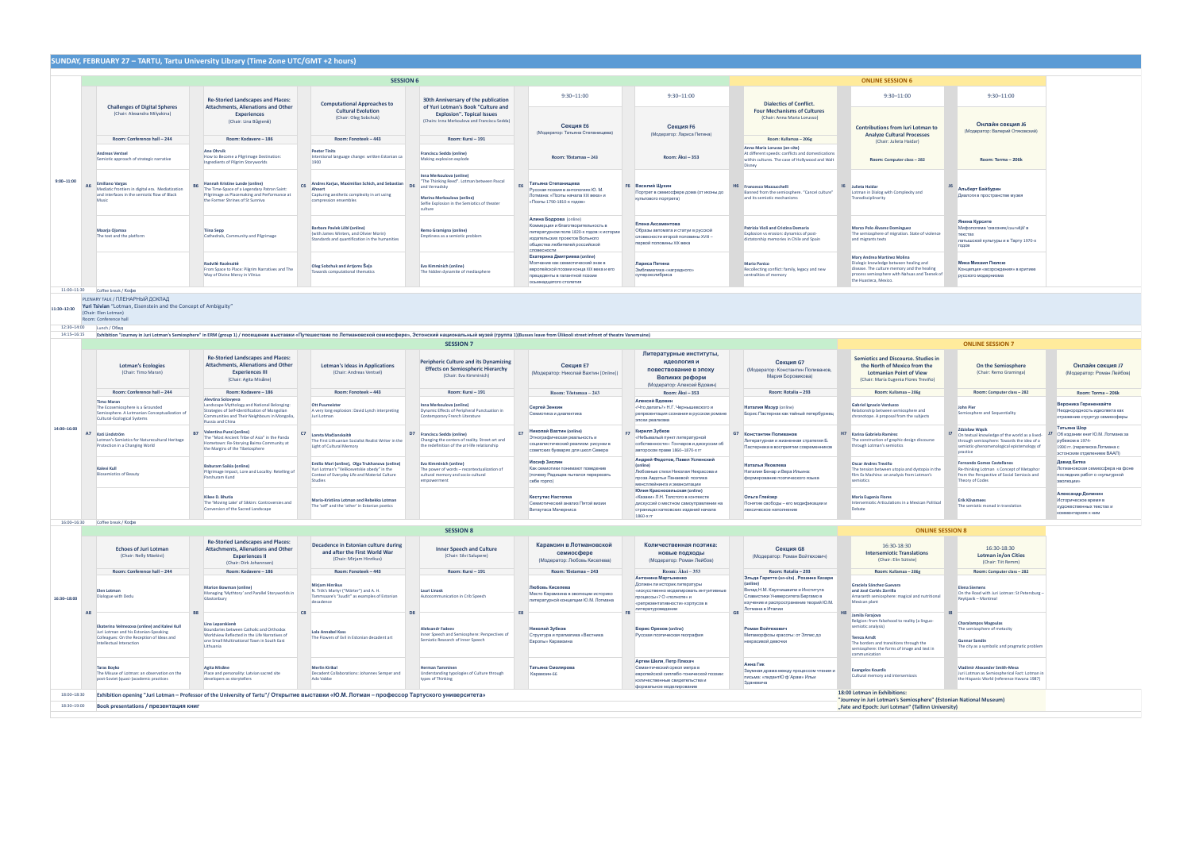## SUNDAY, FEBRUARY 27 – TARTU, Tartu University Library (Time Zone UTC/GMT +2 hours)

### SESSION 6 (9:00–11:00)

**A6 — Challenges of Digital Spheres** (Chair: Alexandra Milyakina) — Room: Conference hall – 244
- Andreas Ventsel — Semiotic approach of strategic narrative
- Emiliano Vargas — Mediatic frontiers in digital era. Mediatization and interfaces in the semiotic flow of Black Music
- Maarja Ojamaa — The text and the platform

**B6 — Re-Storied Landscapes and Places: Attachments, Alienations and Other Experiences** (Chair: Lina Būgienė) — Room: Kodavere – 186
- Ane Ohrvik — How to Become a Pilgrimage Destination: Ingredients of Pilgrim Storyworlds
- Hannah Kristine Lunde (online) — The Time-Space of a Legendary Patron Saint: Pilgrimage as Placemaking and Performance at the Former Shrines of St Sunniva
- Tiina Sepp — Cathedrals, Community and Pilgrimage
- Radvilė Racėnaitė — From Space to Place: Pilgrim Narratives and The Way of Divine Mercy in Vilnius

**C6 — Computational Approaches to Cultural Evolution** (Chair: Oleg Sobchuk) — Room: Fonoteek – 443
- Peeter Tinits — Intentional language change: written Estonian ca 1900
- Andres Karjus, Maximilian Schich, and Sebastian Ahnert — Capturing aesthetic complexity in art using compression ensembles
- Barbara Pavlek Löbl (online) (with James Winters, and Olivier Morin) — Standards and quantification in the humanities
- Oleg Sobchuk and Artjoms Šeļa — Towards computational thematics

**D6 — 30th Anniversary of the publication of Yuri Lotman's Book "Culture and Explosion". Topical Issues** (Chairs: Inna Merkoulova and Francisco Seddá) — Room: Kursi – 191
- Francisco Seddá (online) — Making explosion explode
- Inna Merkoulova (online) — "The Thinking Reed". Lotman between Pascal and Vernadsky
- Marina Merkoulova (online) — Selfie Explosion in the Semiotics of theater culture
- Remo Gramigna (online) — Emptiness as a semiotic problem
- Eva Kimminich (online) — The hidden dynamite of mediasphere

**E6 — Секция E6** (Модератор: Татьяна Степанищева) — Room: Tõstamaa – 243 — 9:30–11:00
- Татьяна Степанищева — Русская поэзия в антологиях Ю. М. Лотмана: «Поэты начала XIX века» и «Поэты 1790-1810-х годов»
- Алина Бодрова (online) — Коммерция и благотворительность в литературном поле 1820-х годов: к истории издательских проектов Вольного общества любителей российской словесности
- Екатерина Дмитриева (online) — Молчание как семиотический знак в европейской поэзии конца XIX века и его прецеденты в галантной поэзии осьмнадцатого столетия

**F6 — Секция F6** (Модератор: Лариса Петина) — Room: Äksi – 353 — 9:30–11:00
- Василий Щукин — Портрет в семиосфере дома (от иконы до культового портрета)
- Елена Аксаментова — Образы автомата и статуи в русской словесности второй половины XVIII – первой половины XIX века
- Лариса Петина — Эмблематика «наградного» суперэкслибриса

### ONLINE SESSION 6

**H6 — Dialectics of Conflict. Four Mechanisms of Cultures** (Chair: Anna Maria Lorusso) — Room: Kullamaa – 206g
- Anna Maria Lorusso (on-site) — At different speeds: conflicts and domestications within cultures. The case of Hollywood and Walt Disney
- Francesco Mazzucchelli — Banned from the semiosphere. "Cancel culture" and its semiotic mechanisms
- Patricia Violi and Cristina Demaria — Explosion vs erosion: dynamics of post-dictatorship memories in Chile and Spain
- Mario Panico — Recollecting conflict: family, legacy and new centralities of memory

**I6 — Contributions from Iuri Lotman to Analyze Cultural Processes** (Chair: Julieta Haidar) — Room: Computer class – 282 — 9:30–11:00
- Julieta Haidar — Lotman in Dialog with Complexity and Transdisciplinarity
- Marco Polo Álvarez Domínguez — The semiosphere of migration. State of violence and migrants texts
- Mary Andrea Martínez Molina — Dialogic knowledge between healing and disease. The culture memory and the healing process semiosphere with Nahuas and Teenek of the Huasteca, Mexico.

**J6 — Онлайн секция J6** (Модератор: Валерий Отяковский) — Room: Torma – 206k — 9:30–11:00
- Альберт Бэйбурин — Диалоги в пространстве музея
- Янина Курсите — Мифологема 'owсиния/сиrvējs' в текстах латышской культуры в Тарту 1970-х годов
- Мика Михаил Пенске — Концепция «возрождения» в критике русского модернизма

**11:00–11:30** Coffee break / Кофе

**11:30–12:30** PLENARY TALK / ПЛЕНАРНЫЙ ДОКЛАД
**Yuri Tsivian** "Lotman, Eisenstein and the Concept of Ambiguity"
(Chair: Elen Lotman)
Room: Conference hall

**12:30–14:00** Lunch / Обед

**14:15–16:15** Exhibition "Journey in Juri Lotman's Semiosphere" in ERM (group 1) / посещение выставки «Путешествие по Лотмановской семиосфере», Эстонский национальный музей (группа 1)(Busses leave from Ülikooli street infront of theatre Vanemuine)

### SESSION 7 (14:00–16:00)

**A7 — Lotman's Ecologies** (Chair: Timo Maran) — Room: Conference hall – 244
- Timo Maran — The Ecosemiosphere is a Grounded Semiosphere. A Lotmanian Conceptualization of Cultural-Ecological Systems
- Kati Lindström — Lotman's Semiotics for Naturecultural Heritage Protection in a Changing World
- Kalevi Kull — Biosemiotics of Beauty

**B7 — Re-Storied Landscapes and Places: Attachments, Alienations and Other Experiences III** (Chair: Agita Misāne) — Room: Kodavere – 186
- Alevtina Solovyeva — Landscape Mythology and National Belonging: Strategies of Self-Identification of Mongolian Communities and Their Neighbours in Mongolia, Russia and China
- Valentina Punzi (online) — The "Most Ancient Tribe of Asia" in the Panda Hometown: Re-Storying Baima Community at the Margins of the Tibetosphere
- Babaram Saikia (online) — Pilgrimage Impact, Lore and Locality: Retelling of Panihuram Kund
- Kikee D. Bhutia — The 'Moving Lake' of Sikkim: Controversies and Conversion of the Sacred Landscape

**C7 — Lotman's Ideas in Applications** (Chair: Andreas Ventsel) — Room: Fonoteek – 443
- Ott Puumeister — A very long explosion: David Lynch interpreting Juri Lotman
- Loreta Mačianskaitė — The First Lithuanian Socialist Realist Writer in the Light of Cultural Memory
- Emilio Mori (online), Olga Trukhanova (online) — Yuri Lotman's "Velikosvetskie obedy" in the Context of Everyday Life and Material Culture Studies
- Maria-Kristiina Lotman and Rebekka Lotman — The 'self' and the 'other' in Estonian poetics

**D7 — Peripheric Culture and its Dynamizing Effects on Semiospheric Hierarchy** (Chair: Eva Kimminich) — Room: Kursi – 191
- Inna Merkoulova (online) — Dynamic Effects of Peripheral Punctuation in Contemporary French Literature
- Francisco Seddá (online) — Changing the centers of reality. Street art and the redefinition of the art-life relationship
- Eva Kimminich (online) — The power of words – recontextualization of cultural memory and socio-cultural empowerment

**E7 — Секция E7** (Модератор: Николай Вахтин (Online)) — Room: Tõstamaa – 243
- Сергей Зенкин — Семиотика и диалектика
- Николай Вахтин (online) — Этнографическая реальность и социалистический реализм: рисунки в советских букварях для школ Севера
- Иосиф Зислин — Как семиотик понимает поведение (почему Радищев пытался перерезать себе горло)
- Кестутис Настопка — Семиотический мир Пятой визии Витаутаса Мачерниса

**F7 — Литературные институты, идеология и повествование в эпоху Великих реформ** (Модератор: Алексей Вдовин) — Room: Äksi – 353
- Алексей Вдовин — «Что делать?» Н.Г. Чернышевского и репрезентация сознания в русском романе эпохи реализма
- Кирилл Зубков — «Небывалый пункт литературной собственности»: Гончаров и дискуссии об авторском праве 1860–1870-х гг
- Андрей Федотов, Павел Успенский (online) — Любовные стихи Николая Некрасова и проза Авдотьи Панаевой: поэтика менструации и эмансипации
- Юлия Красносельская (online) — «Казаки» Л.Н. Толстого в контексте дискуссий о местном самоуправлении на страницах катковских изданий начала 1860-х гг

**G7 — Секция G7** (Модератор: Константин Поливанов, Мария Боровикова) — Room: Rotalia – 293
- Наталия Мазур (online) — Борис Пастернак как тайный петербуржец
- Константин Поливанов — Литературная и жизненная стратегия Б. Пастернака в восприятии современников
- Наталья Яковлева — Наталия Бенар и Вера Ильина: формирование поэтического языка
- Ольга Глейзер — Понятие свободы – его модификации и лексическое наполнение

### ONLINE SESSION 7

**H7 — Semiotics and Discourse. Studies in the North of Mexico from the Lotmanian Point of View** (Chair: Maria Eugenia Flores Treviño) — Room: Kullamaa – 206g
- Gabriel Ignacio Verduzco — Relationship between semiosphere and chronotope. A proposal from the subjects
- Karina Gabriela Ramírez — The construction of graphic design discourse through Lotman's semiotics
- Oscar Andrés Treviño — The tension between utopia and dystopia in the film Ex Machina: an analysis from Lotman's semiotics
- Maria Eugenia Flores — Intersemiotic Articulations in a Mexican Political Debate

**I7 — On the Semiosphere** (Chair: Remo Gramigna) — Room: Computer class – 282
- John Pier — Semiosphere and Sequentiality
- Zdzisław Wąsik — On textual knowledge of the world as a lived-through semiosphere: Towards the idea of a semiotic-phenomenological epistemology of practice
- Fernando Gomez Castellanos — Re-thinking Lotman´s Concept of Metaphor from the Perspective of Social Semiosis and Theory of Codes
- Erik Kõvamees — The semiotic monad in translation

**J7 — Онлайн секция J7** (Модератор: Роман Лейбов) — Room: Torma – 206k
- Вероника Гернинкайте — Неоднородность идеолекта как отражение структур семиосферы
- Татьяна Шор — Об издании книг Ю.М. Лотмана за рубежом в 1974-1990 гг. (переписка Лотмана с эстонским отделением ВААП)
- Давид Бетеа — Лотмановская семиосфера на фоне последних работ о «культурной эволюции»
- Александр Долинин — Историческое время в художественных текстах и комментарии к ним

**16:00–16:30** Coffee break / Кофе

### SESSION 8 (16:30–18:00)

**A8 — Echoes of Juri Lotman** (Chair: Nelly Mäekivi) — Room: Conference hall – 244
- Elen Lotman — Dialogue with Dedu
- Ekaterina Velmezova (online) and Kalevi Kull — Juri Lotman and his Estonian-Speaking Colleagues: On the Reception of Ideas and Intellectual Interaction
- Taras Boyko — The Misuse of Lotman: an observation on the post-Soviet (quasi-)academic practices

**B8 — Re-Storied Landscapes and Places: Attachments, Alienations and Other Experiences II** (Chair: Dirk Johannsen) — Room: Kodavere – 186
- Marion Bowman (online) — Managing 'Mythtory' and Parallel Storyworlds in Glastonbury
- Lina Leparskienė — Boundaries between Catholic and Orthodox Worldview Reflected in the Life Narratives of one Small Multinational Town in South East Lithuania
- Agita Misāne — Place and personality: Latvian sacred site developers as storytellers

**C8 — Decadence in Estonian culture during and after the First World War** (Chair: Mirjam Hinrikus) — Room: Fonoteek – 443
- Mirjam Hinrikus — N. Triik's Martyr ("Märter") and A. H. Tammsaare's "Juudit" as examples of Estonian decadence
- Lola Annabel Kass — The Flowers of Evil in Estonian decadent art
- Merlin Kirikal — Decadent Collaborations: Johannes Semper and Ado Vabbe

**D8 — Inner Speech and Culture** (Chair: Silvi Salupere) — Room: Kursi – 191
- Lauri Linask — Autocommunication in Crib Speech
- Aleksandr Fadeev — Inner Speech and Semiosphere: Perspectives of Semiotic Research of Inner Speech
- Herman Tamminen — Understanding typologies of Culture through types of Thinking

**E8 — Карамзин в Лотмановской семиосфере** (Модератор: Любовь Киселева) — Room: Tõstamaa – 243
- Любовь Киселева — Место Карамзина в эволюции историко-литературной концепции Ю.М. Лотмана
- Николай Зубков — Структура и прагматика «Вестника Европы» Карамзина
- Татьяна Смолярова — Карамзин-ЕЕ

**F8 — Количественная поэтика: новые подходы** (Модератор: Роман Лейбов) — Room: Äksi – 353
- Антонина Мартыненко — Должен ли история литературы «искусственно моделировать интуитивные процессы»? О «полноте» и «репрезентативности» корпусов в литературоведении
- Борис Орехов (online) — Русская поэтическая география
- Артем Шели, Петр Плечач — Семантический ореол метра в европейской силлабо-тонической поэзии: количественные свидетельства и формальное моделирование

**G8 — Секция G8** (Модератор: Роман Войтехович) — Room: Rotalia – 293
- Эльда Гаретто (on-site), Розанна Казари (online) — Вклад Н.М. Кахчешвили и Института Славистики Университета Бергамо в изучение и распространение теорий Ю.М. Лотмана в Италии
- Роман Войтехович — Метаморфозы красоты: от Элмис до некрасивой девочки
- Анна Гик — Заумная драма между процессом чтения и письма: «гилеаЮ ф Арам» Ильи Зданевича

### ONLINE SESSION 8

**H8 — Intersemiotic Translations** (Chair: Elin Sütiste) — Room: Kullamaa – 206g — 16:30–18:30
- Graciela Sánchez Guevara and José Cortés Zorrilla — Amaranth semiosphere: magical and nutritional Mexican plant
- Jamila Farajova — Religion: from falsehood to reality (a linguo-semiotic analysis)
- Teresa Arndt — The borders and transitions through the semiosphere: the forms of image and text in communication
- Evangelos Kourdis — Cultural memory and intersemiosis

**I8 — Lotman in/on Cities** (Chair: Tiit Remm) — Room: Computer class – 282 — 16:30–18:30
- Elena Siemens — On the Road with Juri Lotman: St Petersburg – Reykjavik – Montreal
- Charalampos Magoulas — The semiosphere of metacity
- Gunnar Sandin — The city as a symbolic and pragmatic problem
- Vladimir Alexander Smith-Mesa — Juri Lotman as Semiospherical Fact: Lotman in the Hispanic World (reference Havana 1987)

**18:00–18:30** Exhibition opening "Juri Lotman – Professor of the University of Tartu"/ Открытие выставки «Ю.М. Лотман – профессор Тартуского университета»

**18:30–19:00** Book presentations / презентация книг

**18:00 Lotman in Exhibitions:**
"Journey in Juri Lotman's Semiosphere" (Estonian National Museum)
„Fate and Epoch: Juri Lotman" (Tallinn University)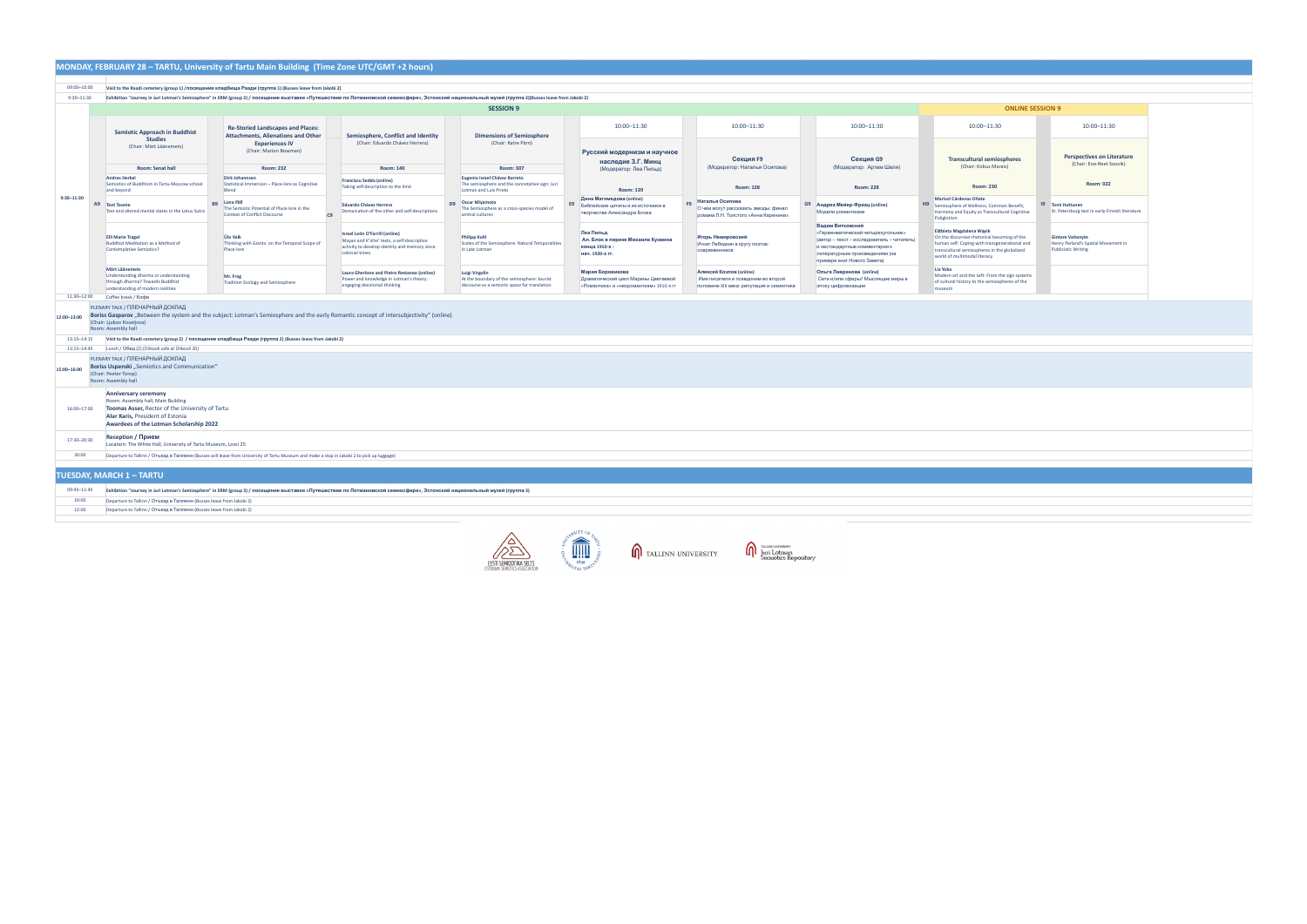## MONDAY, FEBRUARY 28 – TARTU, University of Tartu Main Building (Time Zone UTC/GMT +2 hours)

| | |
|---|---|
| 09:00–10:00 | **Visit to the Raadi cemetery (group 1) / посещение кладбища Раади (группа 1) (Busses leave from Jakobi 2)** |
| 9:30–11:30 | **Exhibition "Journey in Juri Lotman's Semiosphere" in ERM (group 2) / посещение выставки «Путешествие по Лотмановской семиосфере», Эстонский национальный музей (группа 2)(Busses leave from Jakobi 2)** |

### SESSION 9 (9:30–11:30)

| | A9 | B9 | C9 | D9 | E9 | F9 | G9 |
|---|---|---|---|---|---|---|---|
| Section | **Semiotic Approach in Buddhist Studies** (Chair: Märt Läänemets) | **Re-Storied Landscapes and Places: Attachments, Alienations and Other Experiences IV** (Chair: Marion Bowman) | **Semiosphere, Conflict and Identity** (Chair: Eduardo Chávez Herrera) | **Dimensions of Semiosphere** (Chair: Katre Pärn) | 10:00–11:30 **Русский модернизм и научное наследие З.Г. Минц** (Модератор: Леа Пильд) | 10:00–11:30 **Секция F9** (Модератор: Наталья Осипова) | 10:00–11:30 **Секция G9** (Модератор: Артем Шеля) |
| Room | **Room: Senat hall** | **Room: 232** | **Room: 140** | **Room: 307** | **Room: 139** | **Room: 128** | **Room: 228** |
| | **Andres Herkel** Semiotics of Buddhism in Tartu-Moscow school and beyond | **Dirk Johannsen** Statistical Immersion – Place-lore as Cognitive Blend | **Francisco Sedda (online)** Taking self-description to the limit | **Eugenio Israel Chávez Barreto** The semiosphere and the connotative sign: Juri Lotman and Luis Prieto | **Дина Магомедова (online)** Библейские цитаты и их источники в творчестве Александра Блока | **Наталья Осипова** О чем могут рассказать звезды: финал романа Л.Н. Толстого «Анна Каренина» | **Андреа Мейер-Фраац (online)** Модели романтизма |
| | **Teet Toome** Text and altered mental states in the Lotus Sutra | **Lona Päll** The Semiotic Potential of Place-lore in the Context of Conflict Discourse | **Eduardo Chávez Herrera** Demarcation of the other and self-descriptions | **Oscar Miyamoto** The Semiosphere as a cross-species model of animal cultures | **Леа Пильд** Ал. Блок в лирике Михаила Кузмина конца 1910-х - нач. 1920-х гг. | **Игорь Немеровский** Игнат Лебядкин в кругу поэтов-современников | **Вадим Витковский** «Герменевтический четырехугольник» (автор – текст – исследователь – читатель) и нестандартные комментарии к литературным произведениям (на примере книг Нового Завета) |
| | **Elli Marie Tragel** Buddhist Meditation as a Method of Contemplative Semiotics? | **Ülo Valk** Thinking with Giants: on the Temporal Scope of Place-lore | **Israel León O'Farrill (online)** Mayan and K'iche' texts, a self-descriptive activity to develop identity and memory since colonial times | **Philipp Kohl** Scales of the Semiosphere: Natural Temporalities in Late Lotman | **Мария Боровикова** Драматический цикл Марины Цветаевой «Романтика» и «неоромантизм» 1910-х гг | **Алексей Козлов (online)** Имя писателя и псевдоним во второй половине XIX века: репутация и семиотика | **Ольга Лавренова (online)** Сети и/или сферы? Мыслящие миры в эпоху цифровизации |
| | **Märt Läänemets** Understanding dharma or understanding through dharma? Towards Buddhist understanding of modern realities | **Mr. Frog** Tradition Ecology and Semiosphere | **Laura Gherlone and Pietro Restaneo (online)** Power and knowledge in Lotman's theory: engaging decolonial thinking | **Luigi Virgolin** At the boundary of the semiosphere: tourist discourse as a semiotic space for translation | | | |

### ONLINE SESSION 9

| | H9 | I9 |
|---|---|---|
| Time | 10:00–11:30 | 10:00–11:30 |
| Section | **Transcultural semiospheres** (Chair: Kobus Marais) | **Perspectives on Literature** (Chair: Ene-Reet Soovik) |
| Room | **Room: 230** | **Room: 022** |
| | **Marisol Cárdenas Oñate** Semiosphere of Wellness, Common Benefit, Harmony and Equity as Transcultural Cognitive Poliglotism | **Tomi Huttunen** St. Petersburg text in early Finnish literature |
| | **Elżbieta Magdalena Wąsik** On the discursive-rhetorical becoming of the human self: Coping with transgenerational and transcultural semiospheres in the globalized world of multimodal literacy | **Gintare Vaitonyte** Henry Parland's Spatial Movement in Publicistic Writing |
| | **Lia Yoka** Modern art and the Left: From the sign systems of cultural history to the semiospheres of the museum | |

| | |
|---|---|
| 11:30–12:00 | Coffee break / Кофе |
| 12:00–13:00 | PLENARY TALK / ПЛЕНАРНЫЙ ДОКЛАД<br>**Boriss Gasparov** „Between the system and the subject: Lotman's Semiosphere and the early Romantic concept of intersubjectivity" (online)<br>(Chair: Ljubov Kisseljova)<br>Room: Assembly hall |
| 13:15–14:15 | **Visit to the Raadi cemetery (group 2) / посещение кладбища Раади (группа 2) (Busses leave from Jakobi 2)** |
| 13:15–14:45 | Lunch / Обед (2) (Ülikooli cafe at Ülikooli 20) |
| 15:00–16:00 | PLENARY TALK / ПЛЕНАРНЫЙ ДОКЛАД<br>**Boriss Uspenski** „Semiotics and Communication"<br>(Chair: Peeter Torop)<br>Room: Assembly hall |
| 16:00–17:00 | **Anniversary ceremony**<br>Room: Assembly hall, Main Building<br>**Toomas Asser,** Rector of the University of Tartu<br>**Alar Karis,** President of Estonia<br>**Awardees of the Lotman Scholarship 2022** |
| 17:30–20:30 | **Reception / Прием**<br>Location: The White Hall, University of Tartu Museum, Lossi 25 |
| 20:00 | Departure to Tallinn / Отъезд в Таллинн (Busses will leave from University of Tartu Museum and make a stop in Jakobi 2 to pick up luggage) |

## TUESDAY, MARCH 1 – TARTU

| | |
|---|---|
| 09:45–11:45 | **Exhibition "Journey in Juri Lotman's Semiosphere" in ERM (group 3) / посещение выставки «Путешествие по Лотмановской семиосфере», Эстонский национальный музей (группа 3)** |
| 10:00 | Departure to Tallinn / Отъезд в Таллинн (Busses leave from Jakobi 2) |
| 12:00 | Departure to Tallinn / Отъезд в Таллинн (Busses leave from Jakobi 2) |

EESTI SEMIOOTIKA SELTS / ESTONIAN SEMIOTICS ASSOCIATION
UNIVERSITY OF TARTU 1632
TALLINN UNIVERSITY
TALLINN UNIVERSITY Juri Lotman Semiotics Repository